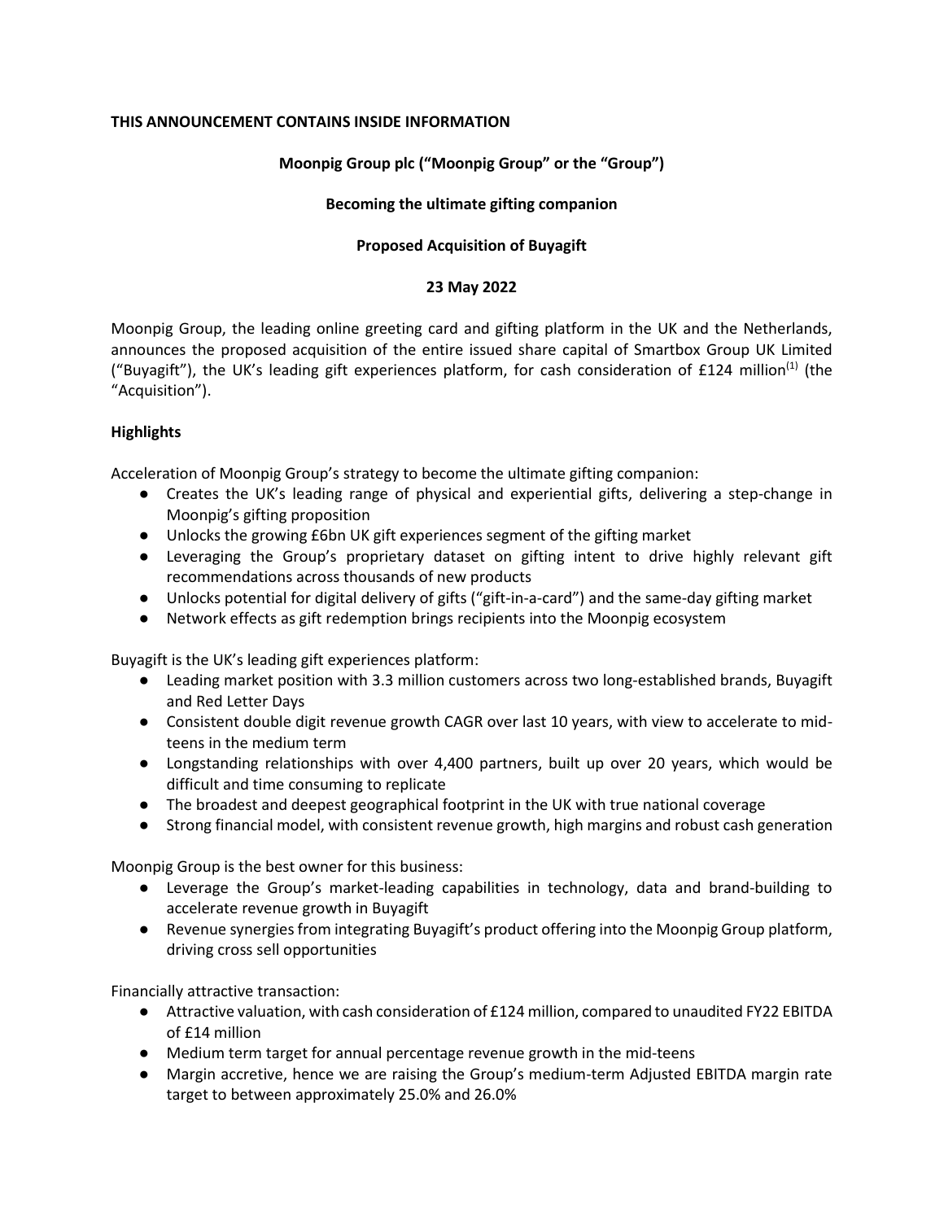**THIS ANNOUNCEMENT CONTAINS INSIDE INFORMATION**

**Moonpig Group plc ("Moonpig Group" or the "Group")**

**Becoming the ultimate gifting companion**

**Proposed Acquisition of Buyagift**

**23 May 2022**

Moonpig Group, the leading online greeting card and gifting platform in the UK and the Netherlands, announces the proposed acquisition of the entire issued share capital of Smartbox Group UK Limited ("Buyagift"), the UK's leading gift experiences platform, for cash consideration of £124 million(1) (the "Acquisition").

**Highlights**

Acceleration of Moonpig Group's strategy to become the ultimate gifting companion:

- Creates the UK's leading range of physical and experiential gifts, delivering a step-change in Moonpig's gifting proposition
- Unlocks the growing £6bn UK gift experiences segment of the gifting market
- Leveraging the Group's proprietary dataset on gifting intent to drive highly relevant gift recommendations across thousands of new products
- Unlocks potential for digital delivery of gifts ("gift-in-a-card") and the same-day gifting market
- Network effects as gift redemption brings recipients into the Moonpig ecosystem

Buyagift is the UK's leading gift experiences platform:

- Leading market position with 3.3 million customers across two long-established brands, Buyagift and Red Letter Days
- Consistent double digit revenue growth CAGR over last 10 years, with view to accelerate to mid-teens in the medium term
- Longstanding relationships with over 4,400 partners, built up over 20 years, which would be difficult and time consuming to replicate
- The broadest and deepest geographical footprint in the UK with true national coverage
- Strong financial model, with consistent revenue growth, high margins and robust cash generation

Moonpig Group is the best owner for this business:

- Leverage the Group's market-leading capabilities in technology, data and brand-building to accelerate revenue growth in Buyagift
- Revenue synergies from integrating Buyagift's product offering into the Moonpig Group platform, driving cross sell opportunities

Financially attractive transaction:

- Attractive valuation, with cash consideration of £124 million, compared to unaudited FY22 EBITDA of £14 million
- Medium term target for annual percentage revenue growth in the mid-teens
- Margin accretive, hence we are raising the Group's medium-term Adjusted EBITDA margin rate target to between approximately 25.0% and 26.0%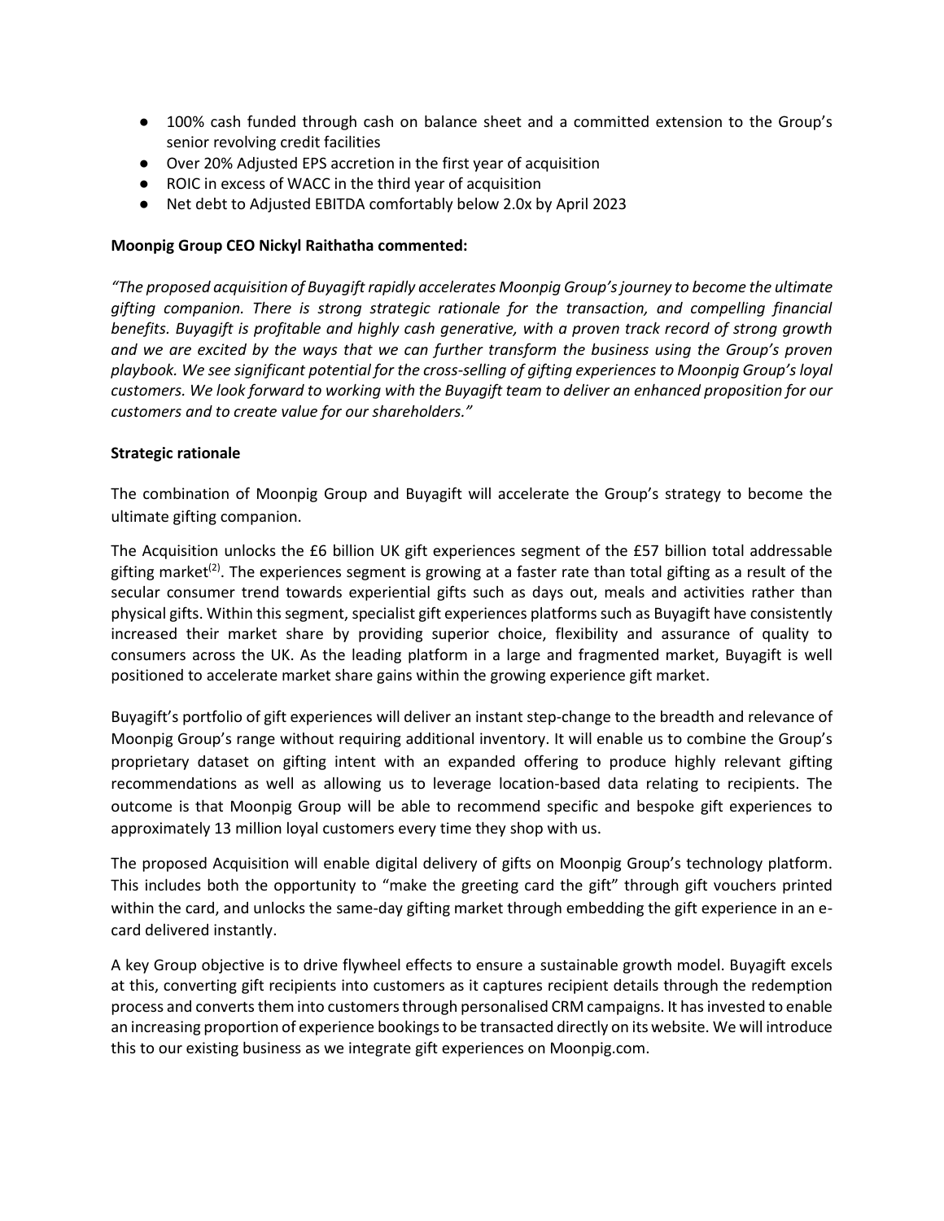- 100% cash funded through cash on balance sheet and a committed extension to the Group's senior revolving credit facilities
- Over 20% Adjusted EPS accretion in the first year of acquisition
- ROIC in excess of WACC in the third year of acquisition
- Net debt to Adjusted EBITDA comfortably below 2.0x by April 2023

**Moonpig Group CEO Nickyl Raithatha commented:**

*"The proposed acquisition of Buyagift rapidly accelerates Moonpig Group's journey to become the ultimate gifting companion. There is strong strategic rationale for the transaction, and compelling financial benefits. Buyagift is profitable and highly cash generative, with a proven track record of strong growth and we are excited by the ways that we can further transform the business using the Group's proven playbook. We see significant potential for the cross-selling of gifting experiences to Moonpig Group's loyal customers. We look forward to working with the Buyagift team to deliver an enhanced proposition for our customers and to create value for our shareholders."*

**Strategic rationale**

The combination of Moonpig Group and Buyagift will accelerate the Group's strategy to become the ultimate gifting companion.

The Acquisition unlocks the £6 billion UK gift experiences segment of the £57 billion total addressable gifting market[(2)]. The experiences segment is growing at a faster rate than total gifting as a result of the secular consumer trend towards experiential gifts such as days out, meals and activities rather than physical gifts. Within this segment, specialist gift experiences platforms such as Buyagift have consistently increased their market share by providing superior choice, flexibility and assurance of quality to consumers across the UK. As the leading platform in a large and fragmented market, Buyagift is well positioned to accelerate market share gains within the growing experience gift market.

Buyagift's portfolio of gift experiences will deliver an instant step-change to the breadth and relevance of Moonpig Group's range without requiring additional inventory. It will enable us to combine the Group's proprietary dataset on gifting intent with an expanded offering to produce highly relevant gifting recommendations as well as allowing us to leverage location-based data relating to recipients. The outcome is that Moonpig Group will be able to recommend specific and bespoke gift experiences to approximately 13 million loyal customers every time they shop with us.

The proposed Acquisition will enable digital delivery of gifts on Moonpig Group's technology platform. This includes both the opportunity to "make the greeting card the gift" through gift vouchers printed within the card, and unlocks the same-day gifting market through embedding the gift experience in an e-card delivered instantly.

A key Group objective is to drive flywheel effects to ensure a sustainable growth model. Buyagift excels at this, converting gift recipients into customers as it captures recipient details through the redemption process and converts them into customers through personalised CRM campaigns. It has invested to enable an increasing proportion of experience bookings to be transacted directly on its website. We will introduce this to our existing business as we integrate gift experiences on Moonpig.com.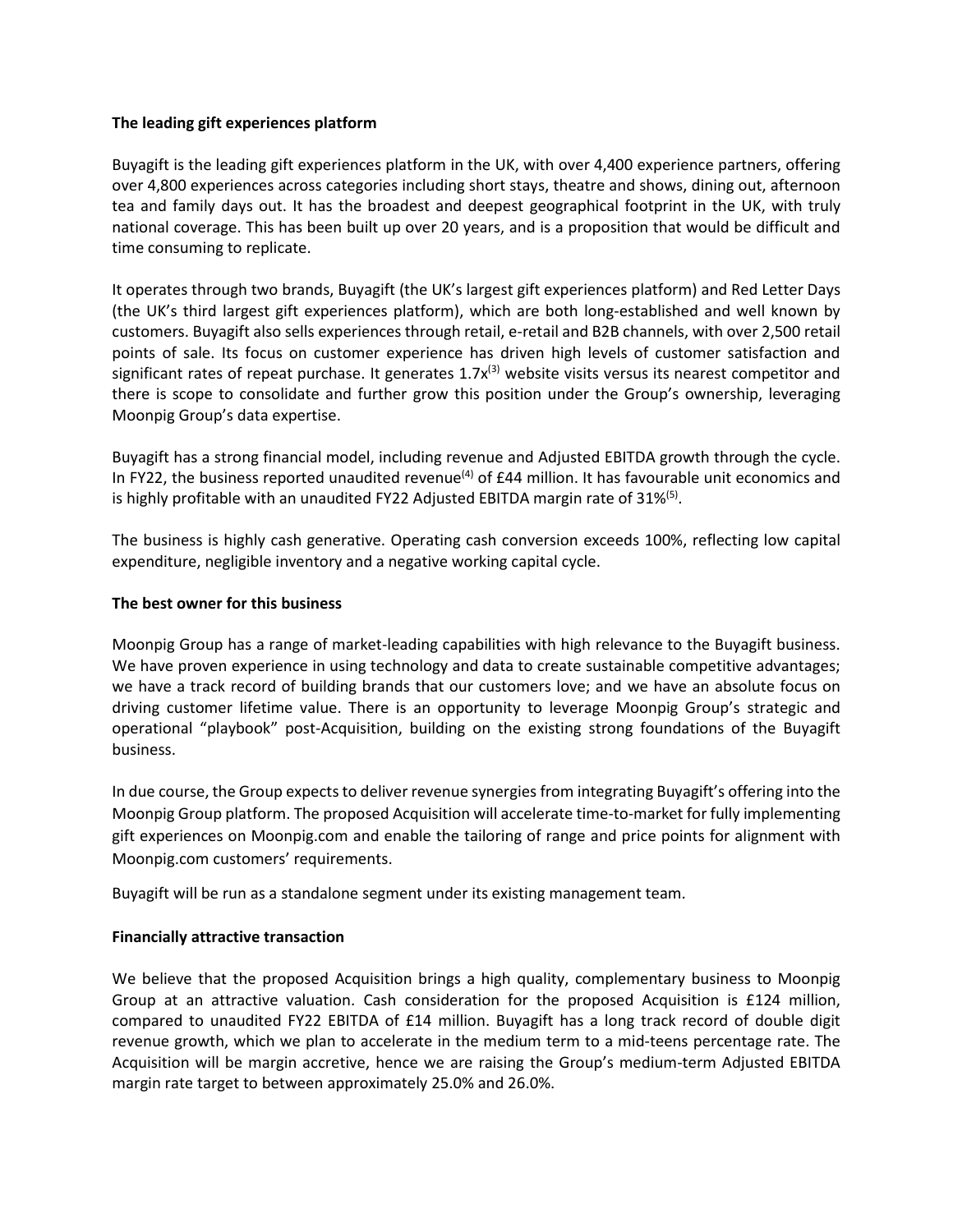**The leading gift experiences platform**

Buyagift is the leading gift experiences platform in the UK, with over 4,400 experience partners, offering over 4,800 experiences across categories including short stays, theatre and shows, dining out, afternoon tea and family days out. It has the broadest and deepest geographical footprint in the UK, with truly national coverage. This has been built up over 20 years, and is a proposition that would be difficult and time consuming to replicate.

It operates through two brands, Buyagift (the UK's largest gift experiences platform) and Red Letter Days (the UK's third largest gift experiences platform), which are both long-established and well known by customers. Buyagift also sells experiences through retail, e-retail and B2B channels, with over 2,500 retail points of sale. Its focus on customer experience has driven high levels of customer satisfaction and significant rates of repeat purchase. It generates 1.7x[3] website visits versus its nearest competitor and there is scope to consolidate and further grow this position under the Group's ownership, leveraging Moonpig Group's data expertise.

Buyagift has a strong financial model, including revenue and Adjusted EBITDA growth through the cycle. In FY22, the business reported unaudited revenue[4] of £44 million. It has favourable unit economics and is highly profitable with an unaudited FY22 Adjusted EBITDA margin rate of 31%[5].

The business is highly cash generative. Operating cash conversion exceeds 100%, reflecting low capital expenditure, negligible inventory and a negative working capital cycle.

**The best owner for this business**

Moonpig Group has a range of market-leading capabilities with high relevance to the Buyagift business. We have proven experience in using technology and data to create sustainable competitive advantages; we have a track record of building brands that our customers love; and we have an absolute focus on driving customer lifetime value. There is an opportunity to leverage Moonpig Group's strategic and operational "playbook" post-Acquisition, building on the existing strong foundations of the Buyagift business.

In due course, the Group expects to deliver revenue synergies from integrating Buyagift's offering into the Moonpig Group platform. The proposed Acquisition will accelerate time-to-market for fully implementing gift experiences on Moonpig.com and enable the tailoring of range and price points for alignment with Moonpig.com customers' requirements.

Buyagift will be run as a standalone segment under its existing management team.

**Financially attractive transaction**

We believe that the proposed Acquisition brings a high quality, complementary business to Moonpig Group at an attractive valuation. Cash consideration for the proposed Acquisition is £124 million, compared to unaudited FY22 EBITDA of £14 million. Buyagift has a long track record of double digit revenue growth, which we plan to accelerate in the medium term to a mid-teens percentage rate. The Acquisition will be margin accretive, hence we are raising the Group's medium-term Adjusted EBITDA margin rate target to between approximately 25.0% and 26.0%.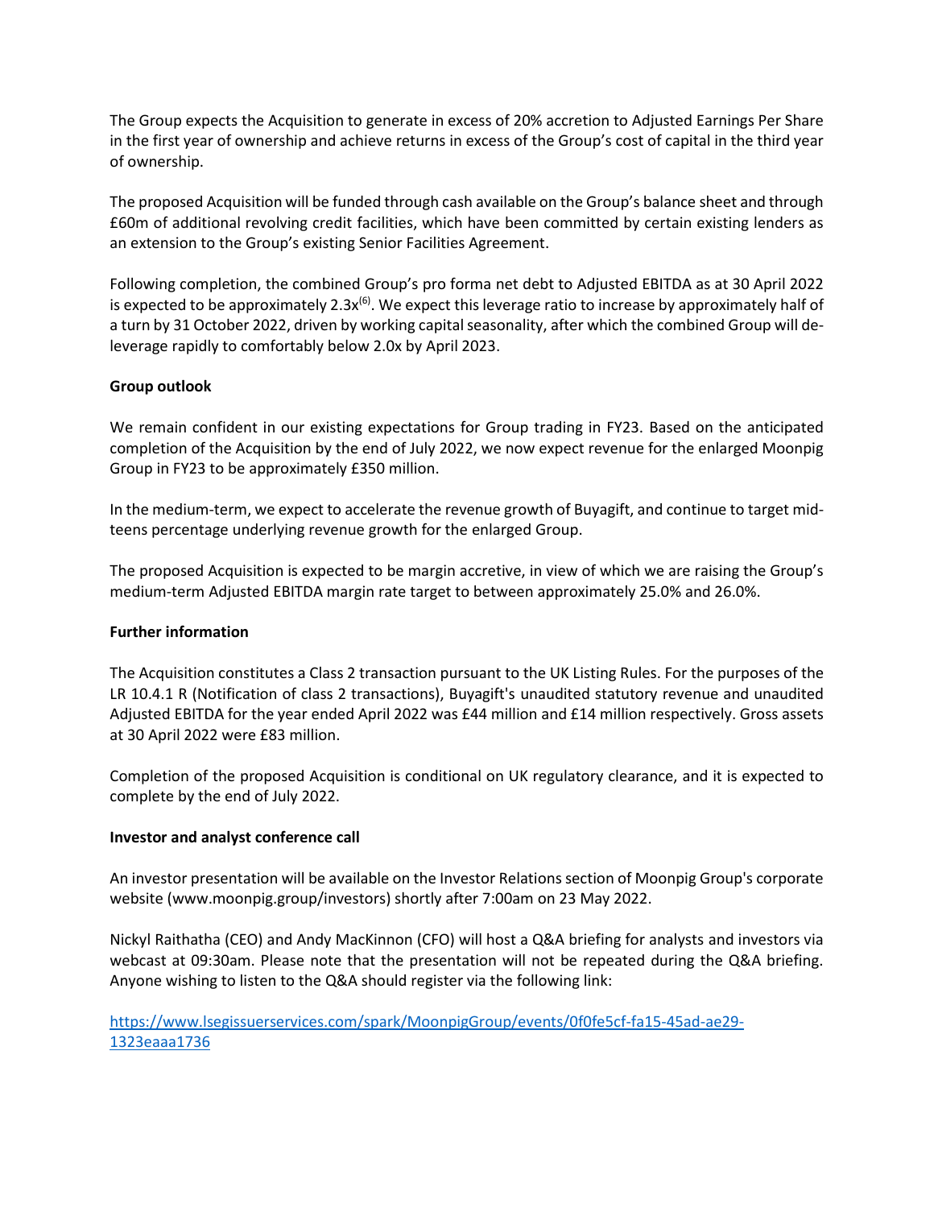The Group expects the Acquisition to generate in excess of 20% accretion to Adjusted Earnings Per Share in the first year of ownership and achieve returns in excess of the Group's cost of capital in the third year of ownership.

The proposed Acquisition will be funded through cash available on the Group's balance sheet and through £60m of additional revolving credit facilities, which have been committed by certain existing lenders as an extension to the Group's existing Senior Facilities Agreement.

Following completion, the combined Group's pro forma net debt to Adjusted EBITDA as at 30 April 2022 is expected to be approximately 2.3x[6]. We expect this leverage ratio to increase by approximately half of a turn by 31 October 2022, driven by working capital seasonality, after which the combined Group will de-leverage rapidly to comfortably below 2.0x by April 2023.

**Group outlook**

We remain confident in our existing expectations for Group trading in FY23. Based on the anticipated completion of the Acquisition by the end of July 2022, we now expect revenue for the enlarged Moonpig Group in FY23 to be approximately £350 million.

In the medium-term, we expect to accelerate the revenue growth of Buyagift, and continue to target mid-teens percentage underlying revenue growth for the enlarged Group.

The proposed Acquisition is expected to be margin accretive, in view of which we are raising the Group's medium-term Adjusted EBITDA margin rate target to between approximately 25.0% and 26.0%.

**Further information**

The Acquisition constitutes a Class 2 transaction pursuant to the UK Listing Rules. For the purposes of the LR 10.4.1 R (Notification of class 2 transactions), Buyagift's unaudited statutory revenue and unaudited Adjusted EBITDA for the year ended April 2022 was £44 million and £14 million respectively. Gross assets at 30 April 2022 were £83 million.

Completion of the proposed Acquisition is conditional on UK regulatory clearance, and it is expected to complete by the end of July 2022.

**Investor and analyst conference call**

An investor presentation will be available on the Investor Relations section of Moonpig Group's corporate website (www.moonpig.group/investors) shortly after 7:00am on 23 May 2022.

Nickyl Raithatha (CEO) and Andy MacKinnon (CFO) will host a Q&A briefing for analysts and investors via webcast at 09:30am. Please note that the presentation will not be repeated during the Q&A briefing. Anyone wishing to listen to the Q&A should register via the following link:

https://www.lsegissuerservices.com/spark/MoonpigGroup/events/0f0fe5cf-fa15-45ad-ae29-1323eaaa1736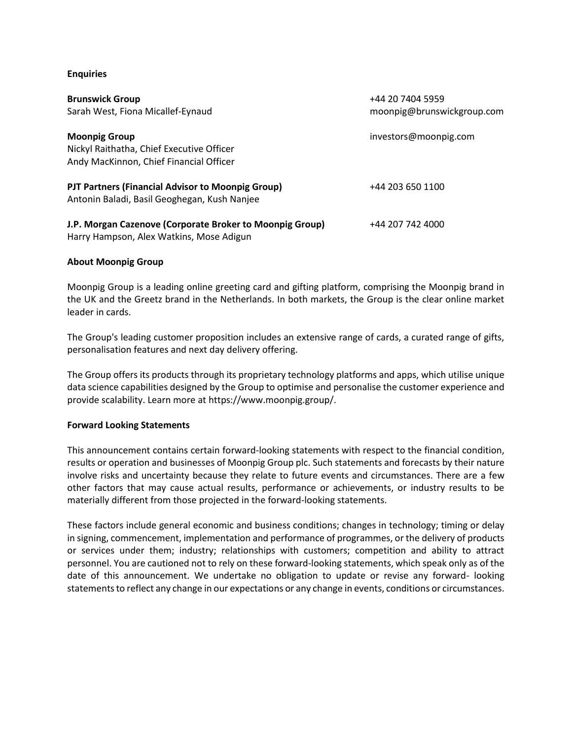**Enquiries**

| | |
|---|---|
| **Brunswick Group**<br>Sarah West, Fiona Micallef-Eynaud | +44 20 7404 5959<br>moonpig@brunswickgroup.com |
| **Moonpig Group**<br>Nickyl Raithatha, Chief Executive Officer<br>Andy MacKinnon, Chief Financial Officer | investors@moonpig.com |
| **PJT Partners (Financial Advisor to Moonpig Group)**<br>Antonin Baladi, Basil Geoghegan, Kush Nanjee | +44 203 650 1100 |
| **J.P. Morgan Cazenove (Corporate Broker to Moonpig Group)**<br>Harry Hampson, Alex Watkins, Mose Adigun | +44 207 742 4000 |

**About Moonpig Group**

Moonpig Group is a leading online greeting card and gifting platform, comprising the Moonpig brand in the UK and the Greetz brand in the Netherlands. In both markets, the Group is the clear online market leader in cards.

The Group's leading customer proposition includes an extensive range of cards, a curated range of gifts, personalisation features and next day delivery offering.

The Group offers its products through its proprietary technology platforms and apps, which utilise unique data science capabilities designed by the Group to optimise and personalise the customer experience and provide scalability. Learn more at https://www.moonpig.group/.

**Forward Looking Statements**

This announcement contains certain forward-looking statements with respect to the financial condition, results or operation and businesses of Moonpig Group plc. Such statements and forecasts by their nature involve risks and uncertainty because they relate to future events and circumstances. There are a few other factors that may cause actual results, performance or achievements, or industry results to be materially different from those projected in the forward-looking statements.

These factors include general economic and business conditions; changes in technology; timing or delay in signing, commencement, implementation and performance of programmes, or the delivery of products or services under them; industry; relationships with customers; competition and ability to attract personnel. You are cautioned not to rely on these forward-looking statements, which speak only as of the date of this announcement. We undertake no obligation to update or revise any forward- looking statements to reflect any change in our expectations or any change in events, conditions or circumstances.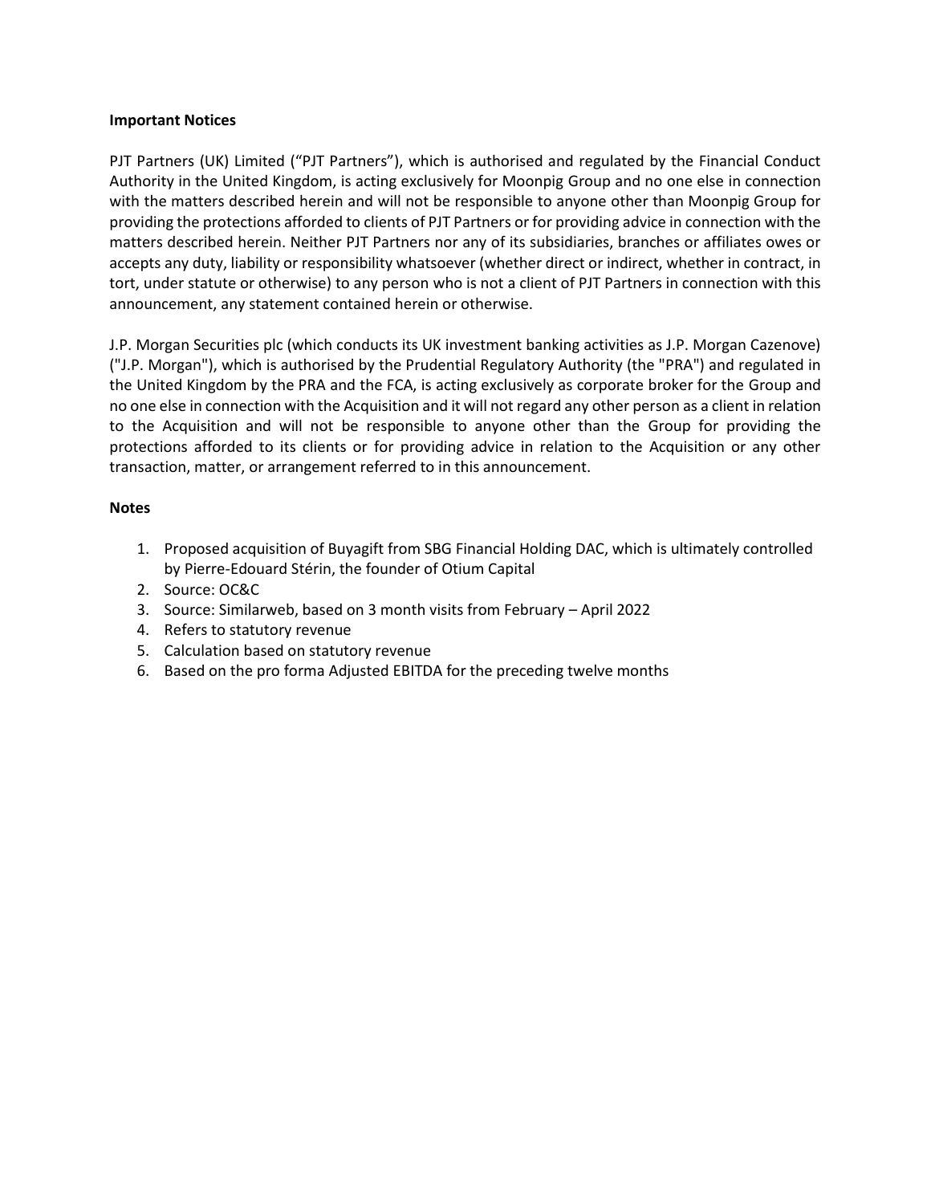**Important Notices**

PJT Partners (UK) Limited ("PJT Partners"), which is authorised and regulated by the Financial Conduct Authority in the United Kingdom, is acting exclusively for Moonpig Group and no one else in connection with the matters described herein and will not be responsible to anyone other than Moonpig Group for providing the protections afforded to clients of PJT Partners or for providing advice in connection with the matters described herein. Neither PJT Partners nor any of its subsidiaries, branches or affiliates owes or accepts any duty, liability or responsibility whatsoever (whether direct or indirect, whether in contract, in tort, under statute or otherwise) to any person who is not a client of PJT Partners in connection with this announcement, any statement contained herein or otherwise.

J.P. Morgan Securities plc (which conducts its UK investment banking activities as J.P. Morgan Cazenove) ("J.P. Morgan"), which is authorised by the Prudential Regulatory Authority (the "PRA") and regulated in the United Kingdom by the PRA and the FCA, is acting exclusively as corporate broker for the Group and no one else in connection with the Acquisition and it will not regard any other person as a client in relation to the Acquisition and will not be responsible to anyone other than the Group for providing the protections afforded to its clients or for providing advice in relation to the Acquisition or any other transaction, matter, or arrangement referred to in this announcement.

**Notes**

1. Proposed acquisition of Buyagift from SBG Financial Holding DAC, which is ultimately controlled by Pierre-Edouard Stérin, the founder of Otium Capital
2. Source: OC&C
3. Source: Similarweb, based on 3 month visits from February – April 2022
4. Refers to statutory revenue
5. Calculation based on statutory revenue
6. Based on the pro forma Adjusted EBITDA for the preceding twelve months